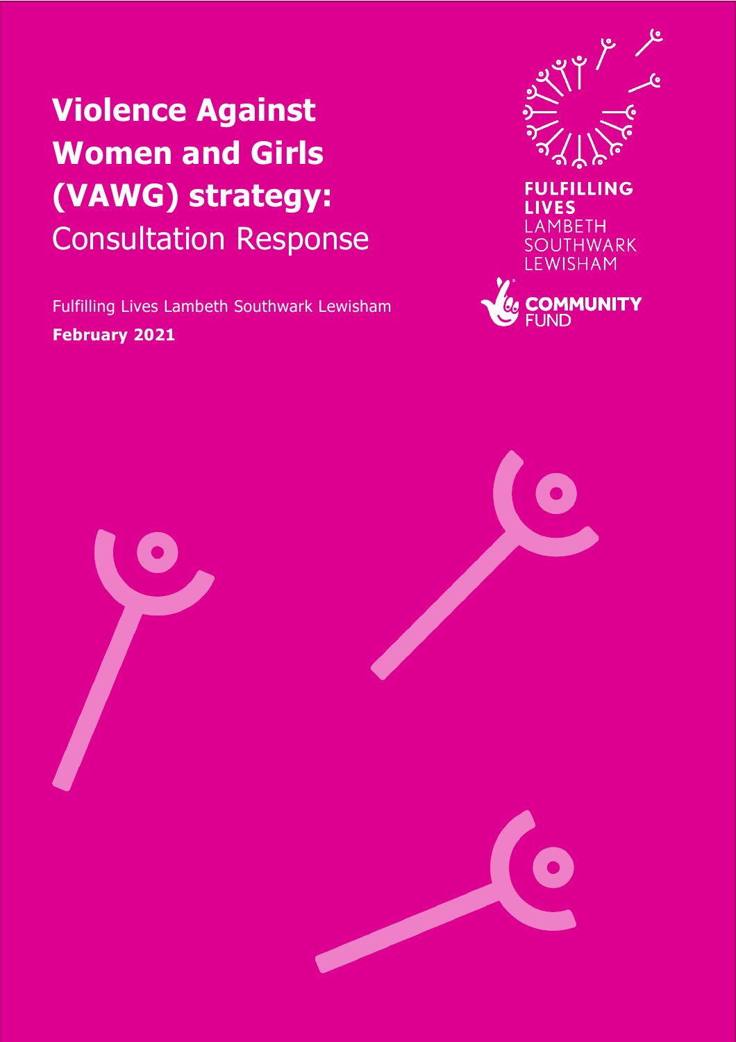# Violence Against Women and Girls (VAWG) strategy: Consultation Response

Fulfilling Lives Lambeth Southwark Lewisham

**February 2021**

FULFILLING LIVES
LAMBETH
SOUTHWARK
LEWISHAM

COMMUNITY FUND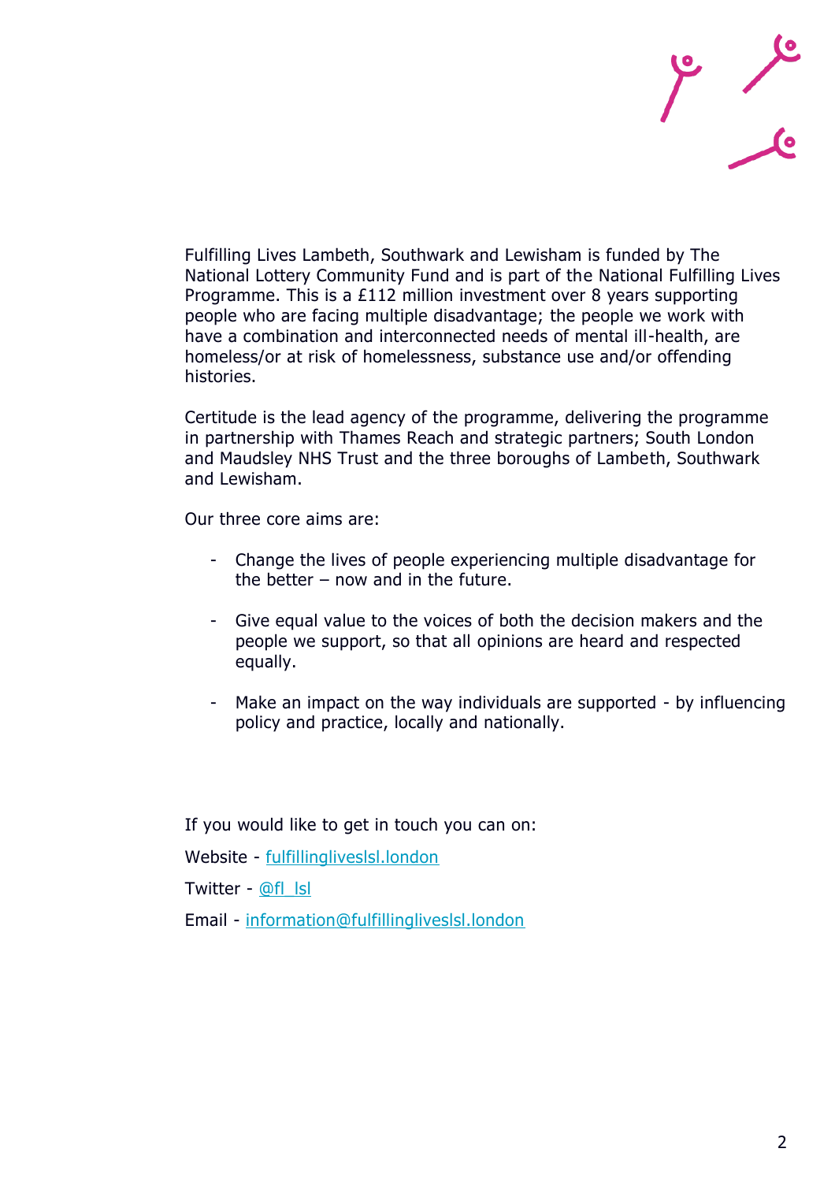Fulfilling Lives Lambeth, Southwark and Lewisham is funded by The National Lottery Community Fund and is part of the National Fulfilling Lives Programme. This is a £112 million investment over 8 years supporting people who are facing multiple disadvantage; the people we work with have a combination and interconnected needs of mental ill-health, are homeless/or at risk of homelessness, substance use and/or offending histories.

Certitude is the lead agency of the programme, delivering the programme in partnership with Thames Reach and strategic partners; South London and Maudsley NHS Trust and the three boroughs of Lambeth, Southwark and Lewisham.

Our three core aims are:

- Change the lives of people experiencing multiple disadvantage for the better – now and in the future.
- Give equal value to the voices of both the decision makers and the people we support, so that all opinions are heard and respected equally.
- Make an impact on the way individuals are supported - by influencing policy and practice, locally and nationally.

If you would like to get in touch you can on:

Website - fulfillinglives lsl.london

Twitter - @fl_lsl

Email - information@fulfillinglives lsl.london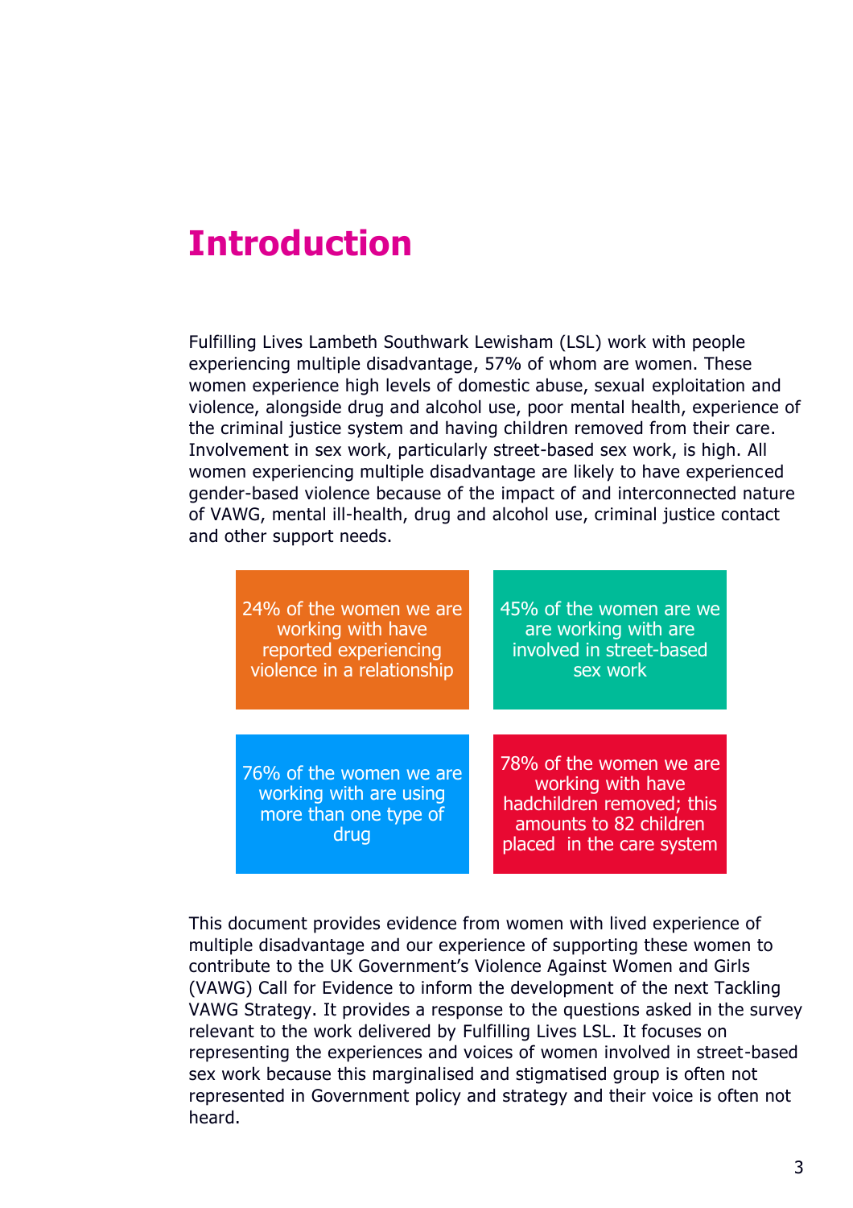# Introduction

Fulfilling Lives Lambeth Southwark Lewisham (LSL) work with people experiencing multiple disadvantage, 57% of whom are women. These women experience high levels of domestic abuse, sexual exploitation and violence, alongside drug and alcohol use, poor mental health, experience of the criminal justice system and having children removed from their care. Involvement in sex work, particularly street-based sex work, is high. All women experiencing multiple disadvantage are likely to have experienced gender-based violence because of the impact of and interconnected nature of VAWG, mental ill-health, drug and alcohol use, criminal justice contact and other support needs.

24% of the women we are working with have reported experiencing violence in a relationship

45% of the women are we are working with are involved in street-based sex work

76% of the women we are working with are using more than one type of drug

78% of the women we are working with have hadchildren removed; this amounts to 82 children placed in the care system

This document provides evidence from women with lived experience of multiple disadvantage and our experience of supporting these women to contribute to the UK Government's Violence Against Women and Girls (VAWG) Call for Evidence to inform the development of the next Tackling VAWG Strategy. It provides a response to the questions asked in the survey relevant to the work delivered by Fulfilling Lives LSL. It focuses on representing the experiences and voices of women involved in street-based sex work because this marginalised and stigmatised group is often not represented in Government policy and strategy and their voice is often not heard.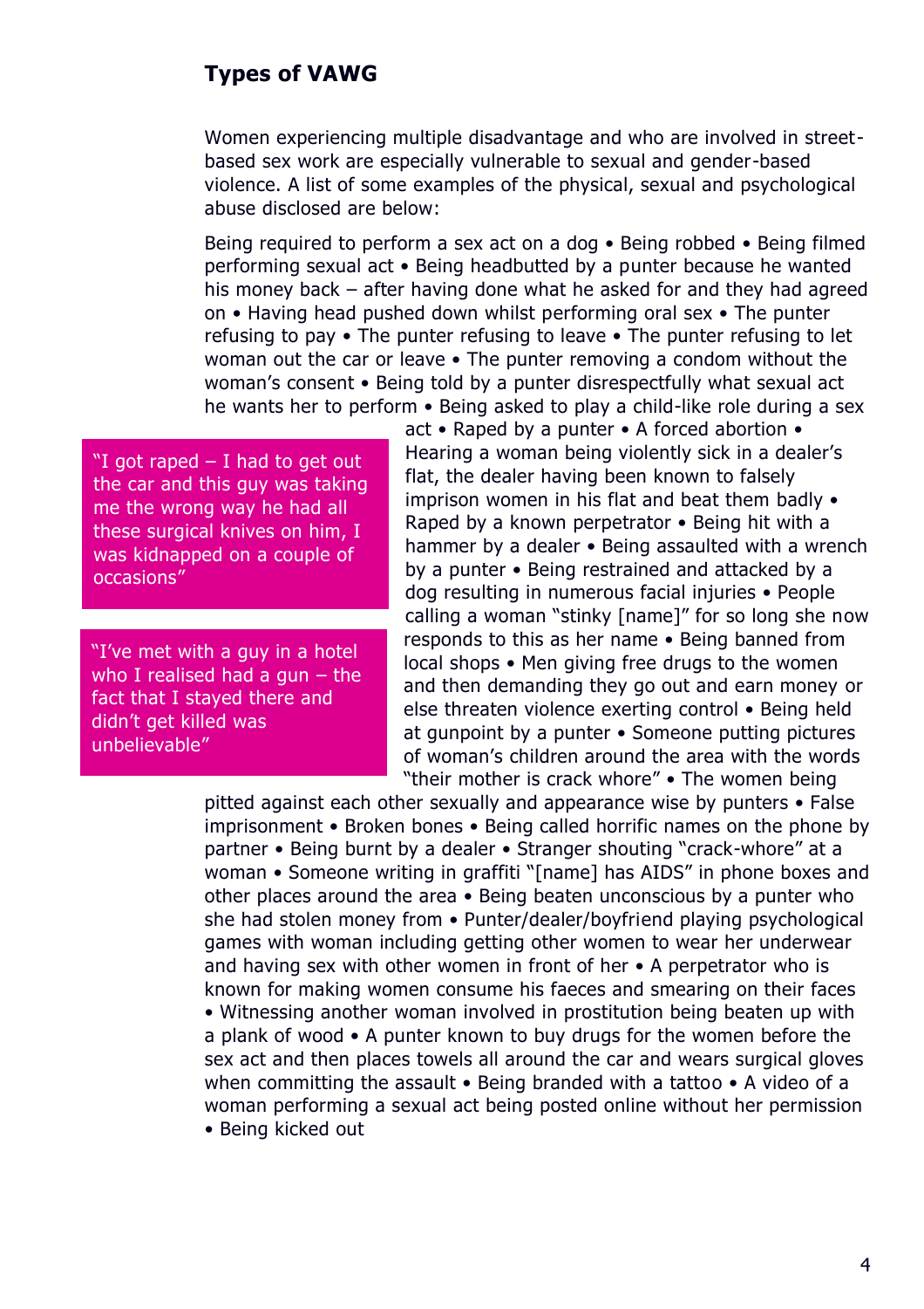## Types of VAWG

Women experiencing multiple disadvantage and who are involved in street-based sex work are especially vulnerable to sexual and gender-based violence. A list of some examples of the physical, sexual and psychological abuse disclosed are below:

Being required to perform a sex act on a dog • Being robbed • Being filmed performing sexual act • Being headbutted by a punter because he wanted his money back – after having done what he asked for and they had agreed on • Having head pushed down whilst performing oral sex • The punter refusing to pay • The punter refusing to leave • The punter refusing to let woman out the car or leave • The punter removing a condom without the woman's consent • Being told by a punter disrespectfully what sexual act he wants her to perform • Being asked to play a child-like role during a sex act • Raped by a punter • A forced abortion • Hearing a woman being violently sick in a dealer's flat, the dealer having been known to falsely imprison women in his flat and beat them badly • Raped by a known perpetrator • Being hit with a hammer by a dealer • Being assaulted with a wrench by a punter • Being restrained and attacked by a dog resulting in numerous facial injuries • People calling a woman "stinky [name]" for so long she now responds to this as her name • Being banned from local shops • Men giving free drugs to the women and then demanding they go out and earn money or else threaten violence exerting control • Being held at gunpoint by a punter • Someone putting pictures of woman's children around the area with the words "their mother is crack whore" • The women being pitted against each other sexually and appearance wise by punters • False imprisonment • Broken bones • Being called horrific names on the phone by partner • Being burnt by a dealer • Stranger shouting "crack-whore" at a woman • Someone writing in graffiti "[name] has AIDS" in phone boxes and other places around the area • Being beaten unconscious by a punter who she had stolen money from • Punter/dealer/boyfriend playing psychological games with woman including getting other women to wear her underwear and having sex with other women in front of her • A perpetrator who is known for making women consume his faeces and smearing on their faces • Witnessing another woman involved in prostitution being beaten up with a plank of wood • A punter known to buy drugs for the women before the sex act and then places towels all around the car and wears surgical gloves when committing the assault • Being branded with a tattoo • A video of a woman performing a sexual act being posted online without her permission • Being kicked out

> "I got raped – I had to get out the car and this guy was taking me the wrong way he had all these surgical knives on him, I was kidnapped on a couple of occasions"

> "I've met with a guy in a hotel who I realised had a gun – the fact that I stayed there and didn't get killed was unbelievable"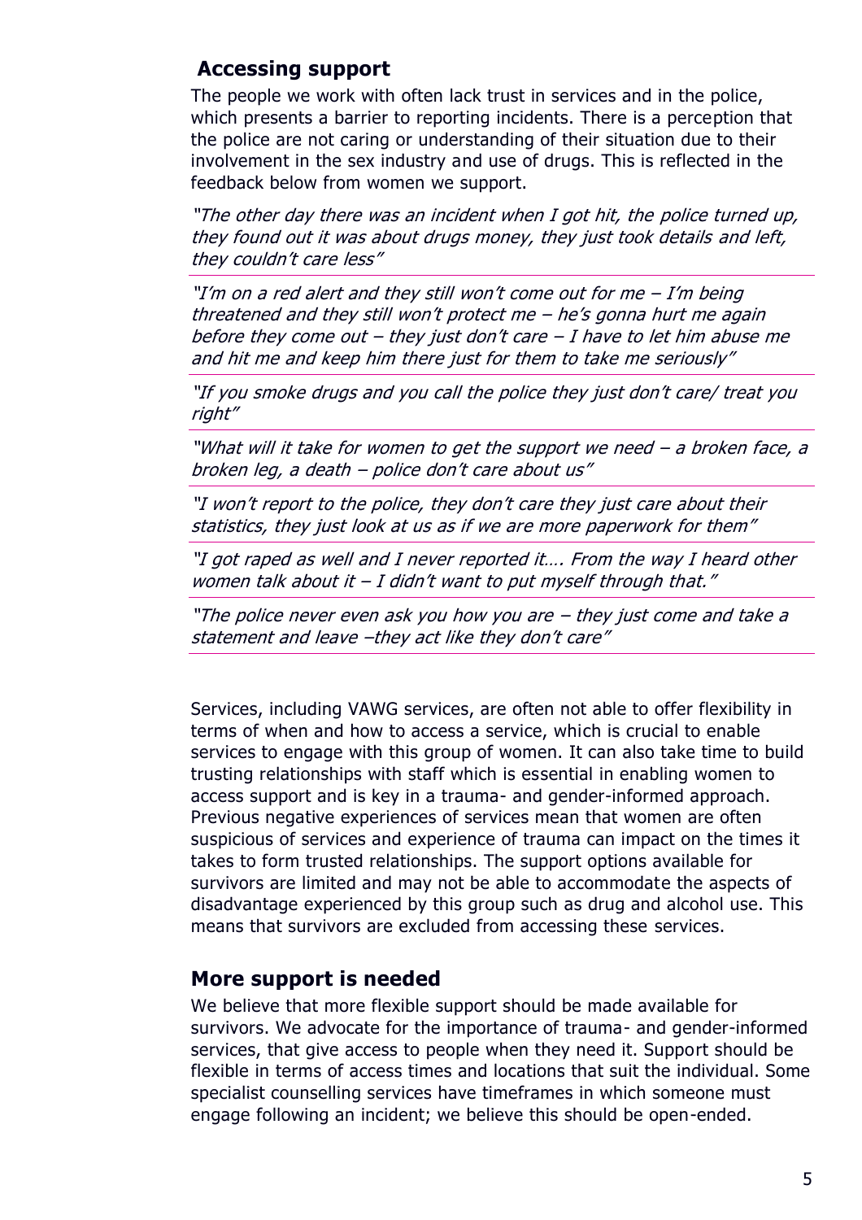## Accessing support

The people we work with often lack trust in services and in the police, which presents a barrier to reporting incidents. There is a perception that the police are not caring or understanding of their situation due to their involvement in the sex industry and use of drugs. This is reflected in the feedback below from women we support.

*"The other day there was an incident when I got hit, the police turned up, they found out it was about drugs money, they just took details and left, they couldn't care less"*

*"I'm on a red alert and they still won't come out for me – I'm being threatened and they still won't protect me – he's gonna hurt me again before they come out – they just don't care – I have to let him abuse me and hit me and keep him there just for them to take me seriously"*

*"If you smoke drugs and you call the police they just don't care/ treat you right"*

*"What will it take for women to get the support we need – a broken face, a broken leg, a death – police don't care about us"*

*"I won't report to the police, they don't care they just care about their statistics, they just look at us as if we are more paperwork for them"*

*"I got raped as well and I never reported it…. From the way I heard other women talk about it – I didn't want to put myself through that."*

*"The police never even ask you how you are – they just come and take a statement and leave –they act like they don't care"*

Services, including VAWG services, are often not able to offer flexibility in terms of when and how to access a service, which is crucial to enable services to engage with this group of women. It can also take time to build trusting relationships with staff which is essential in enabling women to access support and is key in a trauma- and gender-informed approach. Previous negative experiences of services mean that women are often suspicious of services and experience of trauma can impact on the times it takes to form trusted relationships. The support options available for survivors are limited and may not be able to accommodate the aspects of disadvantage experienced by this group such as drug and alcohol use. This means that survivors are excluded from accessing these services.

## More support is needed

We believe that more flexible support should be made available for survivors. We advocate for the importance of trauma- and gender-informed services, that give access to people when they need it. Support should be flexible in terms of access times and locations that suit the individual. Some specialist counselling services have timeframes in which someone must engage following an incident; we believe this should be open-ended.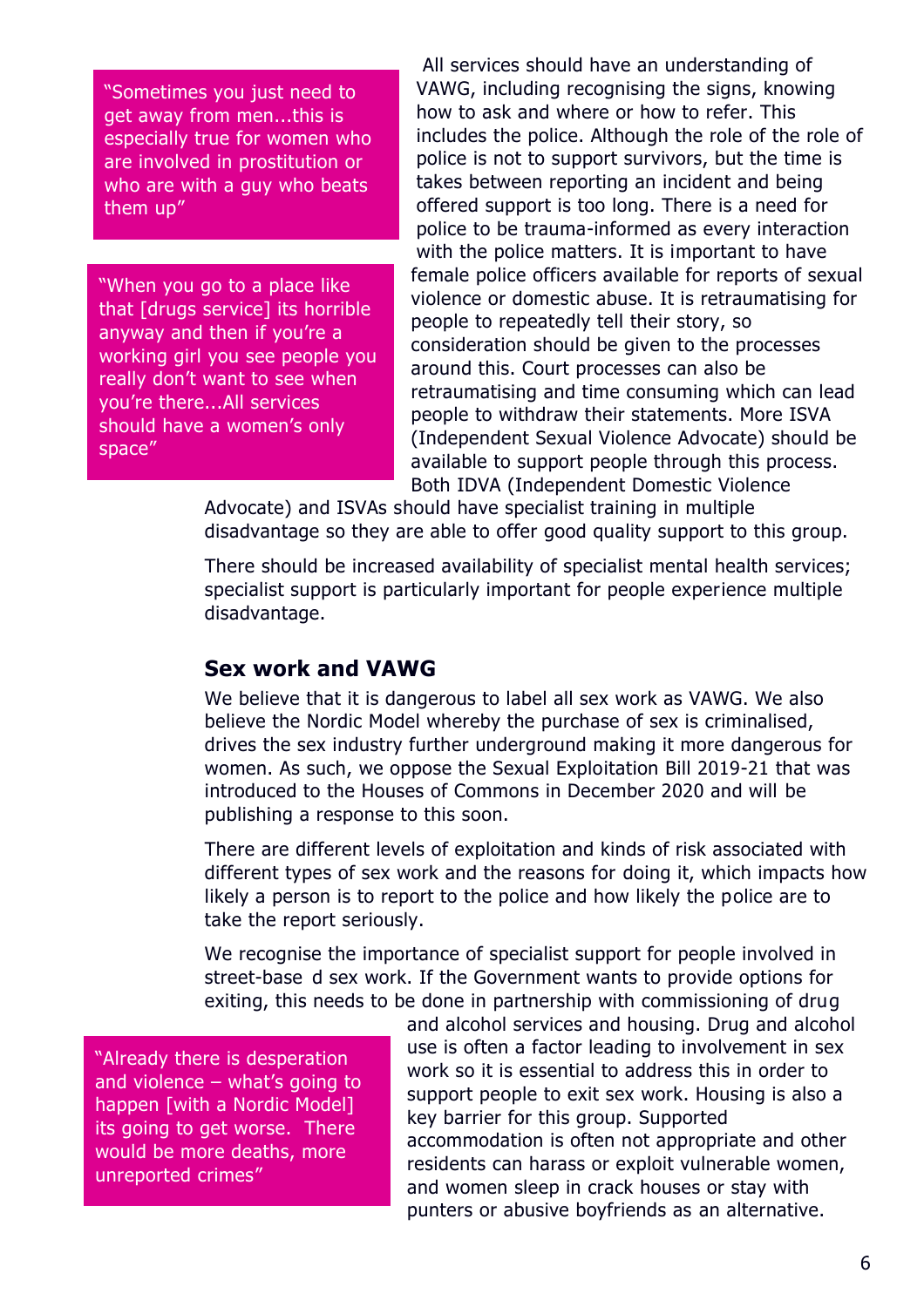> "Sometimes you just need to get away from men...this is especially true for women who are involved in prostitution or who are with a guy who beats them up"

> "When you go to a place like that [drugs service] its horrible anyway and then if you're a working girl you see people you really don't want to see when you're there...All services should have a women's only space"

All services should have an understanding of VAWG, including recognising the signs, knowing how to ask and where or how to refer. This includes the police. Although the role of the role of police is not to support survivors, but the time is takes between reporting an incident and being offered support is too long. There is a need for police to be trauma-informed as every interaction with the police matters. It is important to have female police officers available for reports of sexual violence or domestic abuse. It is retraumatising for people to repeatedly tell their story, so consideration should be given to the processes around this. Court processes can also be retraumatising and time consuming which can lead people to withdraw their statements. More ISVA (Independent Sexual Violence Advocate) should be available to support people through this process. Both IDVA (Independent Domestic Violence Advocate) and ISVAs should have specialist training in multiple disadvantage so they are able to offer good quality support to this group.

There should be increased availability of specialist mental health services; specialist support is particularly important for people experience multiple disadvantage.

## Sex work and VAWG

We believe that it is dangerous to label all sex work as VAWG. We also believe the Nordic Model whereby the purchase of sex is criminalised, drives the sex industry further underground making it more dangerous for women. As such, we oppose the Sexual Exploitation Bill 2019-21 that was introduced to the Houses of Commons in December 2020 and will be publishing a response to this soon.

There are different levels of exploitation and kinds of risk associated with different types of sex work and the reasons for doing it, which impacts how likely a person is to report to the police and how likely the police are to take the report seriously.

We recognise the importance of specialist support for people involved in street-based sex work. If the Government wants to provide options for exiting, this needs to be done in partnership with commissioning of drug and alcohol services and housing. Drug and alcohol use is often a factor leading to involvement in sex work so it is essential to address this in order to support people to exit sex work. Housing is also a key barrier for this group. Supported accommodation is often not appropriate and other residents can harass or exploit vulnerable women, and women sleep in crack houses or stay with punters or abusive boyfriends as an alternative.

> "Already there is desperation and violence – what's going to happen [with a Nordic Model] its going to get worse. There would be more deaths, more unreported crimes"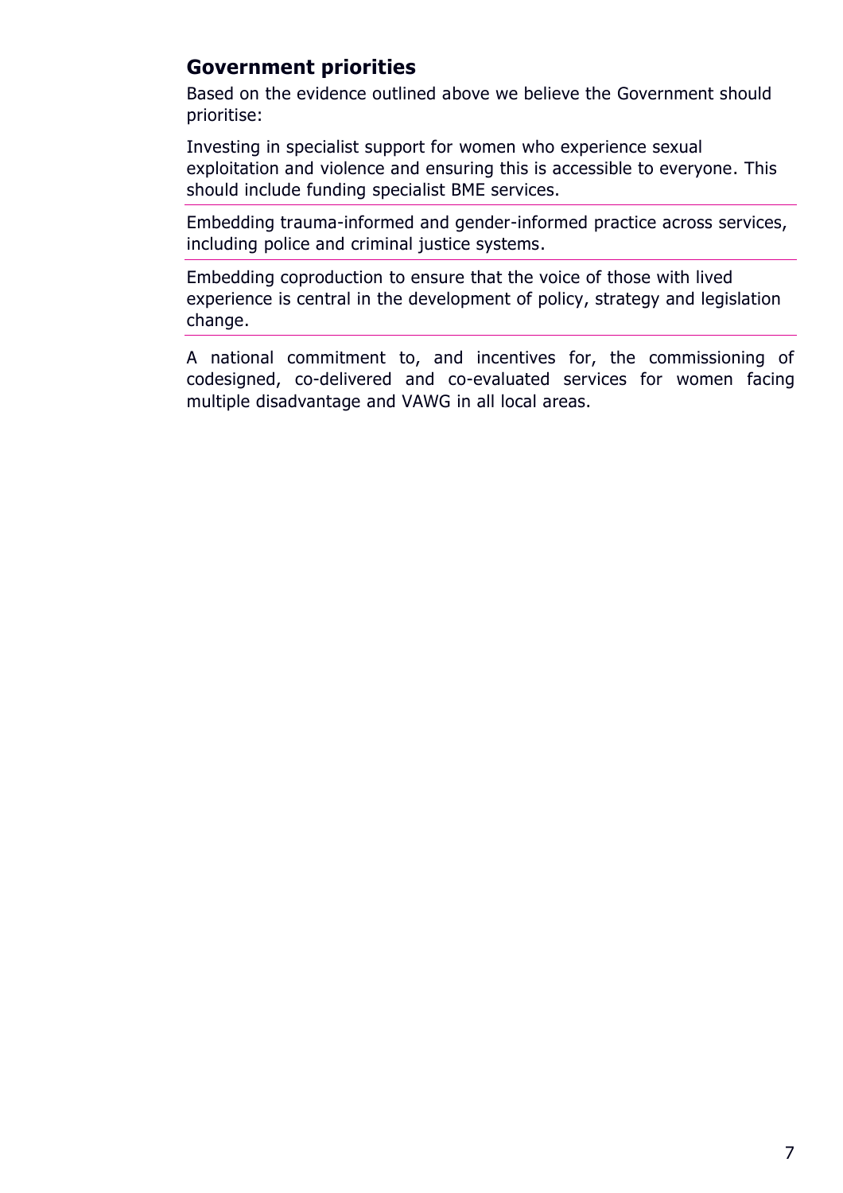## Government priorities

Based on the evidence outlined above we believe the Government should prioritise:

Investing in specialist support for women who experience sexual exploitation and violence and ensuring this is accessible to everyone. This should include funding specialist BME services.

Embedding trauma-informed and gender-informed practice across services, including police and criminal justice systems.

Embedding coproduction to ensure that the voice of those with lived experience is central in the development of policy, strategy and legislation change.

A national commitment to, and incentives for, the commissioning of codesigned, co-delivered and co-evaluated services for women facing multiple disadvantage and VAWG in all local areas.